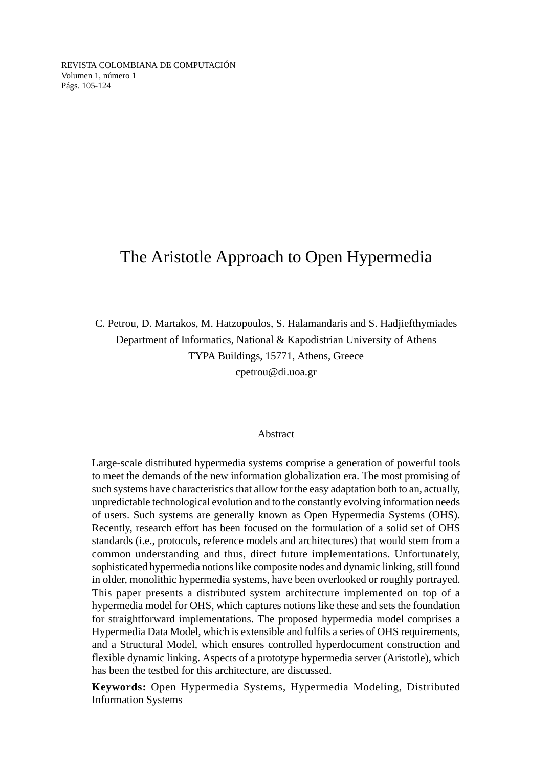# The Aristotle Approach to Open Hypermedia

C. Petrou, D. Martakos, M. Hatzopoulos, S. Halamandaris and S. Hadjiefthymiades
Department of Informatics, National & Kapodistrian University of Athens
TYPA Buildings, 15771, Athens, Greece
cpetrou@di.uoa.gr

## Abstract

Large-scale distributed hypermedia systems comprise a generation of powerful tools to meet the demands of the new information globalization era. The most promising of such systems have characteristics that allow for the easy adaptation both to an, actually, unpredictable technological evolution and to the constantly evolving information needs of users. Such systems are generally known as Open Hypermedia Systems (OHS). Recently, research effort has been focused on the formulation of a solid set of OHS standards (i.e., protocols, reference models and architectures) that would stem from a common understanding and thus, direct future implementations. Unfortunately, sophisticated hypermedia notions like composite nodes and dynamic linking, still found in older, monolithic hypermedia systems, have been overlooked or roughly portrayed. This paper presents a distributed system architecture implemented on top of a hypermedia model for OHS, which captures notions like these and sets the foundation for straightforward implementations. The proposed hypermedia model comprises a Hypermedia Data Model, which is extensible and fulfils a series of OHS requirements, and a Structural Model, which ensures controlled hyperdocument construction and flexible dynamic linking. Aspects of a prototype hypermedia server (Aristotle), which has been the testbed for this architecture, are discussed.

**Keywords:** Open Hypermedia Systems, Hypermedia Modeling, Distributed Information Systems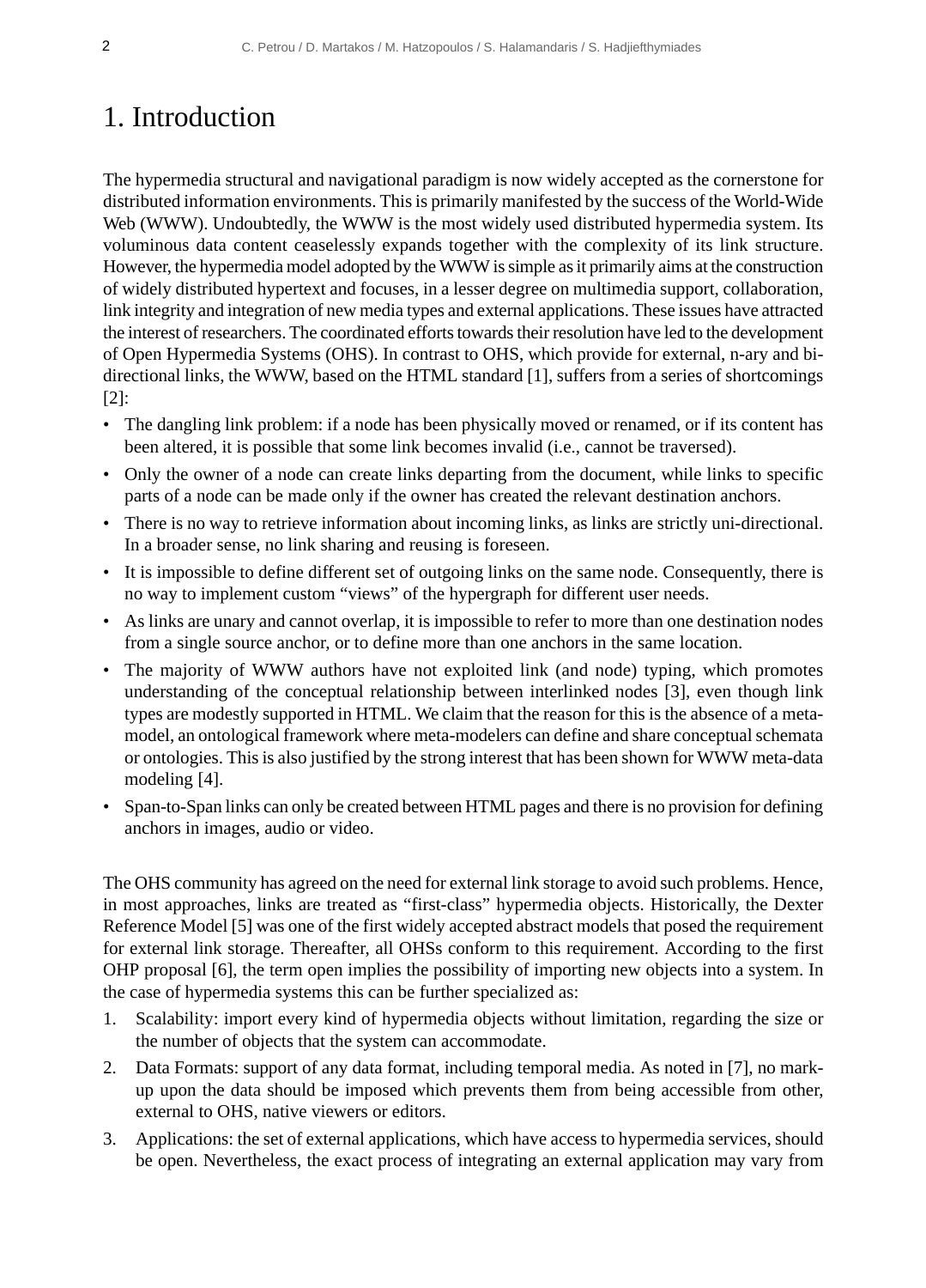# 1. Introduction

The hypermedia structural and navigational paradigm is now widely accepted as the cornerstone for distributed information environments. This is primarily manifested by the success of the World-Wide Web (WWW). Undoubtedly, the WWW is the most widely used distributed hypermedia system. Its voluminous data content ceaselessly expands together with the complexity of its link structure. However, the hypermedia model adopted by the WWW is simple as it primarily aims at the construction of widely distributed hypertext and focuses, in a lesser degree on multimedia support, collaboration, link integrity and integration of new media types and external applications. These issues have attracted the interest of researchers. The coordinated efforts towards their resolution have led to the development of Open Hypermedia Systems (OHS). In contrast to OHS, which provide for external, n-ary and bi-directional links, the WWW, based on the HTML standard [1], suffers from a series of shortcomings [2]:

- The dangling link problem: if a node has been physically moved or renamed, or if its content has been altered, it is possible that some link becomes invalid (i.e., cannot be traversed).
- Only the owner of a node can create links departing from the document, while links to specific parts of a node can be made only if the owner has created the relevant destination anchors.
- There is no way to retrieve information about incoming links, as links are strictly uni-directional. In a broader sense, no link sharing and reusing is foreseen.
- It is impossible to define different set of outgoing links on the same node. Consequently, there is no way to implement custom “views” of the hypergraph for different user needs.
- As links are unary and cannot overlap, it is impossible to refer to more than one destination nodes from a single source anchor, or to define more than one anchors in the same location.
- The majority of WWW authors have not exploited link (and node) typing, which promotes understanding of the conceptual relationship between interlinked nodes [3], even though link types are modestly supported in HTML. We claim that the reason for this is the absence of a meta-model, an ontological framework where meta-modelers can define and share conceptual schemata or ontologies. This is also justified by the strong interest that has been shown for WWW meta-data modeling [4].
- Span-to-Span links can only be created between HTML pages and there is no provision for defining anchors in images, audio or video.

The OHS community has agreed on the need for external link storage to avoid such problems. Hence, in most approaches, links are treated as “first-class” hypermedia objects. Historically, the Dexter Reference Model [5] was one of the first widely accepted abstract models that posed the requirement for external link storage. Thereafter, all OHSs conform to this requirement. According to the first OHP proposal [6], the term open implies the possibility of importing new objects into a system. In the case of hypermedia systems this can be further specialized as:

1. Scalability: import every kind of hypermedia objects without limitation, regarding the size or the number of objects that the system can accommodate.
2. Data Formats: support of any data format, including temporal media. As noted in [7], no mark-up upon the data should be imposed which prevents them from being accessible from other, external to OHS, native viewers or editors.
3. Applications: the set of external applications, which have access to hypermedia services, should be open. Nevertheless, the exact process of integrating an external application may vary from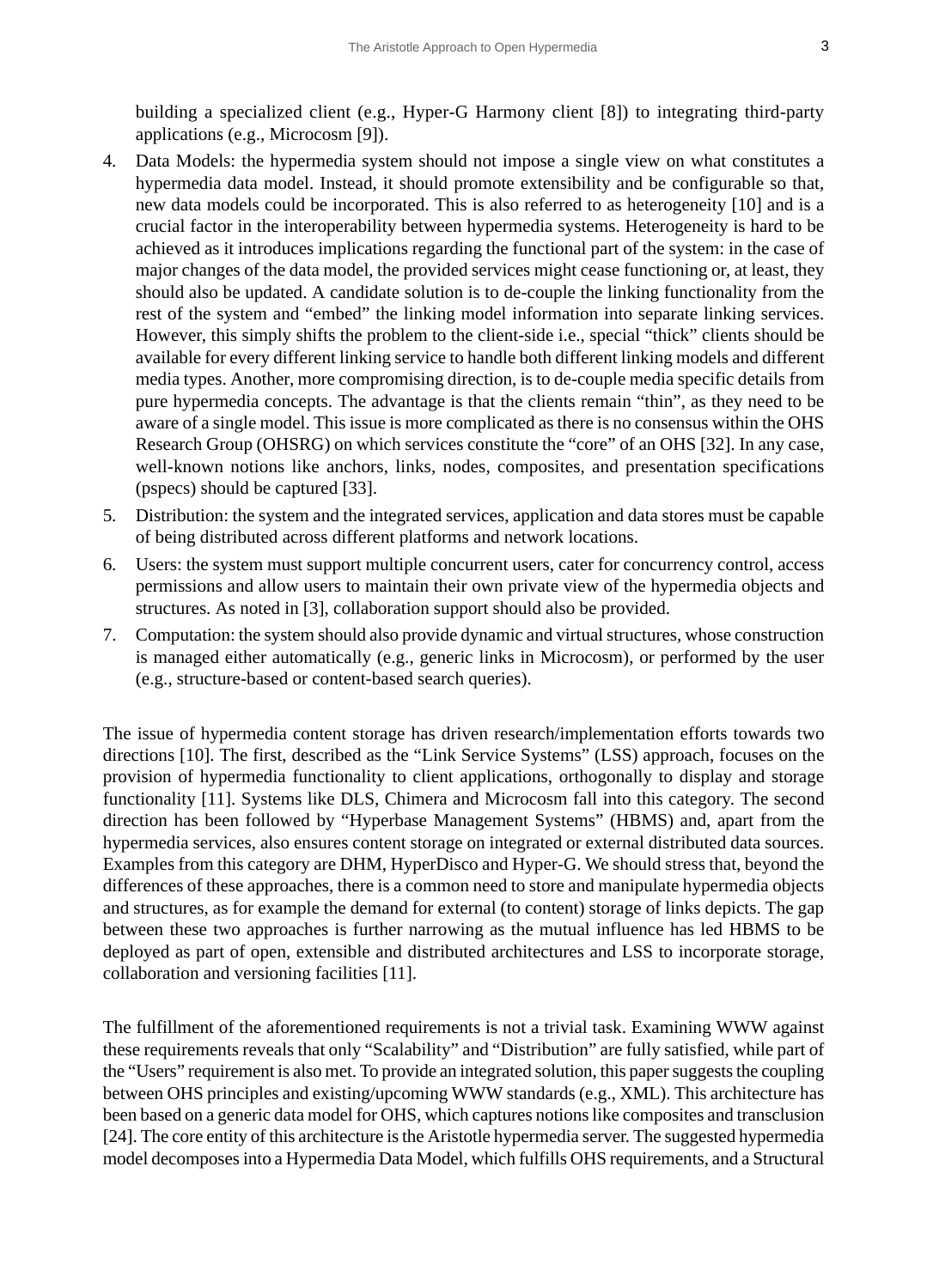building a specialized client (e.g., Hyper-G Harmony client [8]) to integrating third-party applications (e.g., Microcosm [9]).

4. Data Models: the hypermedia system should not impose a single view on what constitutes a hypermedia data model. Instead, it should promote extensibility and be configurable so that, new data models could be incorporated. This is also referred to as heterogeneity [10] and is a crucial factor in the interoperability between hypermedia systems. Heterogeneity is hard to be achieved as it introduces implications regarding the functional part of the system: in the case of major changes of the data model, the provided services might cease functioning or, at least, they should also be updated. A candidate solution is to de-couple the linking functionality from the rest of the system and "embed" the linking model information into separate linking services. However, this simply shifts the problem to the client-side i.e., special "thick" clients should be available for every different linking service to handle both different linking models and different media types. Another, more compromising direction, is to de-couple media specific details from pure hypermedia concepts. The advantage is that the clients remain "thin", as they need to be aware of a single model. This issue is more complicated as there is no consensus within the OHS Research Group (OHSRG) on which services constitute the "core" of an OHS [32]. In any case, well-known notions like anchors, links, nodes, composites, and presentation specifications (pspecs) should be captured [33].
5. Distribution: the system and the integrated services, application and data stores must be capable of being distributed across different platforms and network locations.
6. Users: the system must support multiple concurrent users, cater for concurrency control, access permissions and allow users to maintain their own private view of the hypermedia objects and structures. As noted in [3], collaboration support should also be provided.
7. Computation: the system should also provide dynamic and virtual structures, whose construction is managed either automatically (e.g., generic links in Microcosm), or performed by the user (e.g., structure-based or content-based search queries).

The issue of hypermedia content storage has driven research/implementation efforts towards two directions [10]. The first, described as the "Link Service Systems" (LSS) approach, focuses on the provision of hypermedia functionality to client applications, orthogonally to display and storage functionality [11]. Systems like DLS, Chimera and Microcosm fall into this category. The second direction has been followed by "Hyperbase Management Systems" (HBMS) and, apart from the hypermedia services, also ensures content storage on integrated or external distributed data sources. Examples from this category are DHM, HyperDisco and Hyper-G. We should stress that, beyond the differences of these approaches, there is a common need to store and manipulate hypermedia objects and structures, as for example the demand for external (to content) storage of links depicts. The gap between these two approaches is further narrowing as the mutual influence has led HBMS to be deployed as part of open, extensible and distributed architectures and LSS to incorporate storage, collaboration and versioning facilities [11].

The fulfillment of the aforementioned requirements is not a trivial task. Examining WWW against these requirements reveals that only "Scalability" and "Distribution" are fully satisfied, while part of the "Users" requirement is also met. To provide an integrated solution, this paper suggests the coupling between OHS principles and existing/upcoming WWW standards (e.g., XML). This architecture has been based on a generic data model for OHS, which captures notions like composites and transclusion [24]. The core entity of this architecture is the Aristotle hypermedia server. The suggested hypermedia model decomposes into a Hypermedia Data Model, which fulfills OHS requirements, and a Structural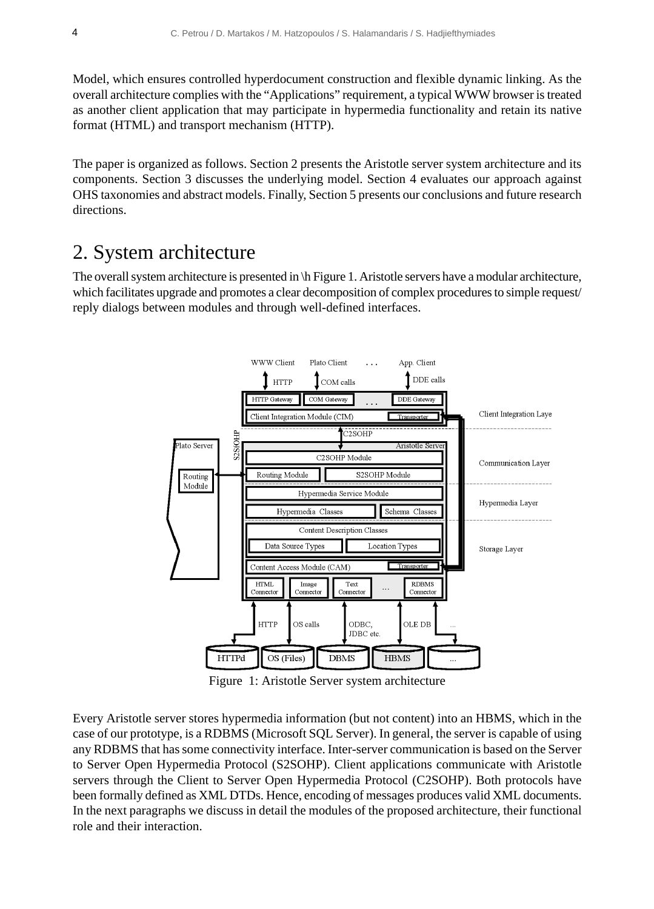Model, which ensures controlled hyperdocument construction and flexible dynamic linking. As the overall architecture complies with the "Applications" requirement, a typical WWW browser is treated as another client application that may participate in hypermedia functionality and retain its native format (HTML) and transport mechanism (HTTP).

The paper is organized as follows. Section 2 presents the Aristotle server system architecture and its components. Section 3 discusses the underlying model. Section 4 evaluates our approach against OHS taxonomies and abstract models. Finally, Section 5 presents our conclusions and future research directions.

# 2. System architecture

The overall system architecture is presented in \h Figure 1. Aristotle servers have a modular architecture, which facilitates upgrade and promotes a clear decomposition of complex procedures to simple request/reply dialogs between modules and through well-defined interfaces.

Figure 1: Aristotle Server system architecture

Every Aristotle server stores hypermedia information (but not content) into an HBMS, which in the case of our prototype, is a RDBMS (Microsoft SQL Server). In general, the server is capable of using any RDBMS that has some connectivity interface. Inter-server communication is based on the Server to Server Open Hypermedia Protocol (S2SOHP). Client applications communicate with Aristotle servers through the Client to Server Open Hypermedia Protocol (C2SOHP). Both protocols have been formally defined as XML DTDs. Hence, encoding of messages produces valid XML documents. In the next paragraphs we discuss in detail the modules of the proposed architecture, their functional role and their interaction.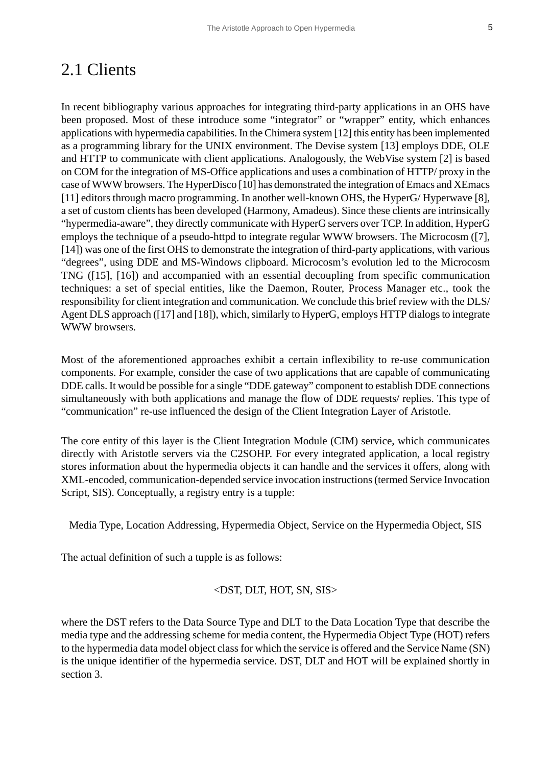## 2.1 Clients

In recent bibliography various approaches for integrating third-party applications in an OHS have been proposed. Most of these introduce some "integrator" or "wrapper" entity, which enhances applications with hypermedia capabilities. In the Chimera system [12] this entity has been implemented as a programming library for the UNIX environment. The Devise system [13] employs DDE, OLE and HTTP to communicate with client applications. Analogously, the WebVise system [2] is based on COM for the integration of MS-Office applications and uses a combination of HTTP/ proxy in the case of WWW browsers. The HyperDisco [10] has demonstrated the integration of Emacs and XEmacs [11] editors through macro programming. In another well-known OHS, the HyperG/ Hyperwave [8], a set of custom clients has been developed (Harmony, Amadeus). Since these clients are intrinsically "hypermedia-aware", they directly communicate with HyperG servers over TCP. In addition, HyperG employs the technique of a pseudo-httpd to integrate regular WWW browsers. The Microcosm ([7], [14]) was one of the first OHS to demonstrate the integration of third-party applications, with various "degrees", using DDE and MS-Windows clipboard. Microcosm's evolution led to the Microcosm TNG ([15], [16]) and accompanied with an essential decoupling from specific communication techniques: a set of special entities, like the Daemon, Router, Process Manager etc., took the responsibility for client integration and communication. We conclude this brief review with the DLS/ Agent DLS approach ([17] and [18]), which, similarly to HyperG, employs HTTP dialogs to integrate WWW browsers.

Most of the aforementioned approaches exhibit a certain inflexibility to re-use communication components. For example, consider the case of two applications that are capable of communicating DDE calls. It would be possible for a single "DDE gateway" component to establish DDE connections simultaneously with both applications and manage the flow of DDE requests/ replies. This type of "communication" re-use influenced the design of the Client Integration Layer of Aristotle.

The core entity of this layer is the Client Integration Module (CIM) service, which communicates directly with Aristotle servers via the C2SOHP. For every integrated application, a local registry stores information about the hypermedia objects it can handle and the services it offers, along with XML-encoded, communication-depended service invocation instructions (termed Service Invocation Script, SIS). Conceptually, a registry entry is a tupple:

Media Type, Location Addressing, Hypermedia Object, Service on the Hypermedia Object, SIS

The actual definition of such a tupple is as follows:

<DST, DLT, HOT, SN, SIS>

where the DST refers to the Data Source Type and DLT to the Data Location Type that describe the media type and the addressing scheme for media content, the Hypermedia Object Type (HOT) refers to the hypermedia data model object class for which the service is offered and the Service Name (SN) is the unique identifier of the hypermedia service. DST, DLT and HOT will be explained shortly in section 3.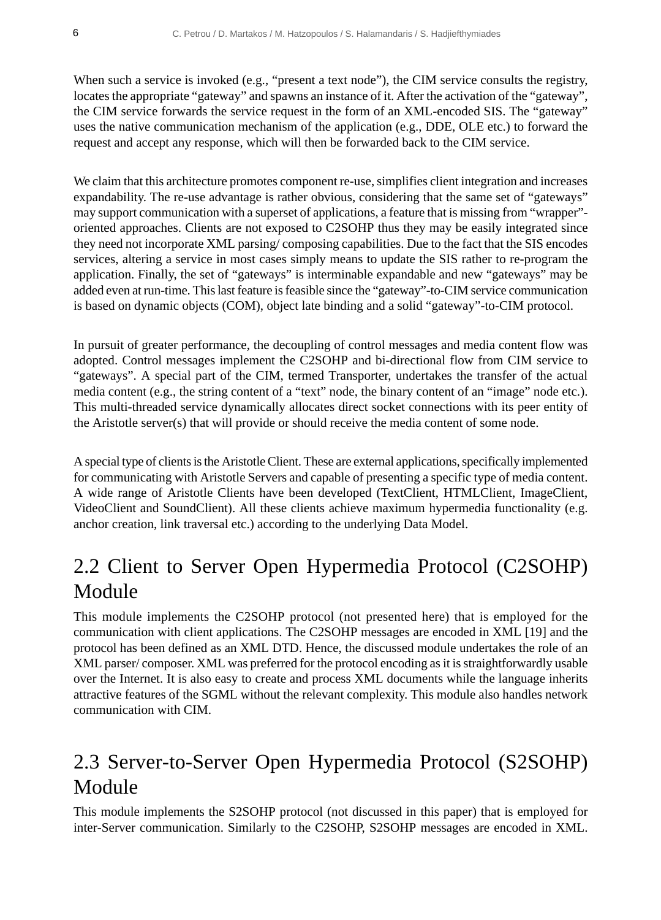When such a service is invoked (e.g., “present a text node”), the CIM service consults the registry, locates the appropriate “gateway” and spawns an instance of it. After the activation of the “gateway”, the CIM service forwards the service request in the form of an XML-encoded SIS. The “gateway” uses the native communication mechanism of the application (e.g., DDE, OLE etc.) to forward the request and accept any response, which will then be forwarded back to the CIM service.

We claim that this architecture promotes component re-use, simplifies client integration and increases expandability. The re-use advantage is rather obvious, considering that the same set of “gateways” may support communication with a superset of applications, a feature that is missing from “wrapper”-oriented approaches. Clients are not exposed to C2SOHP thus they may be easily integrated since they need not incorporate XML parsing/ composing capabilities. Due to the fact that the SIS encodes services, altering a service in most cases simply means to update the SIS rather to re-program the application. Finally, the set of “gateways” is interminable expandable and new “gateways” may be added even at run-time. This last feature is feasible since the “gateway”-to-CIM service communication is based on dynamic objects (COM), object late binding and a solid “gateway”-to-CIM protocol.

In pursuit of greater performance, the decoupling of control messages and media content flow was adopted. Control messages implement the C2SOHP and bi-directional flow from CIM service to “gateways”. A special part of the CIM, termed Transporter, undertakes the transfer of the actual media content (e.g., the string content of a “text” node, the binary content of an “image” node etc.). This multi-threaded service dynamically allocates direct socket connections with its peer entity of the Aristotle server(s) that will provide or should receive the media content of some node.

A special type of clients is the Aristotle Client. These are external applications, specifically implemented for communicating with Aristotle Servers and capable of presenting a specific type of media content. A wide range of Aristotle Clients have been developed (TextClient, HTMLClient, ImageClient, VideoClient and SoundClient). All these clients achieve maximum hypermedia functionality (e.g. anchor creation, link traversal etc.) according to the underlying Data Model.

## 2.2 Client to Server Open Hypermedia Protocol (C2SOHP) Module

This module implements the C2SOHP protocol (not presented here) that is employed for the communication with client applications. The C2SOHP messages are encoded in XML [19] and the protocol has been defined as an XML DTD. Hence, the discussed module undertakes the role of an XML parser/ composer. XML was preferred for the protocol encoding as it is straightforwardly usable over the Internet. It is also easy to create and process XML documents while the language inherits attractive features of the SGML without the relevant complexity. This module also handles network communication with CIM.

## 2.3 Server-to-Server Open Hypermedia Protocol (S2SOHP) Module

This module implements the S2SOHP protocol (not discussed in this paper) that is employed for inter-Server communication. Similarly to the C2SOHP, S2SOHP messages are encoded in XML.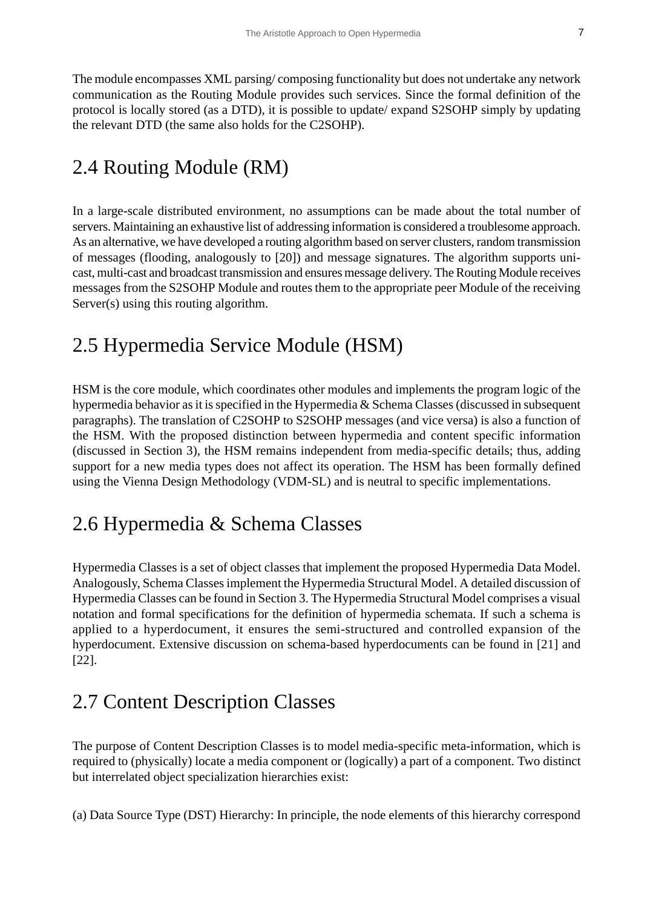The module encompasses XML parsing/ composing functionality but does not undertake any network communication as the Routing Module provides such services. Since the formal definition of the protocol is locally stored (as a DTD), it is possible to update/ expand S2SOHP simply by updating the relevant DTD (the same also holds for the C2SOHP).

## 2.4 Routing Module (RM)

In a large-scale distributed environment, no assumptions can be made about the total number of servers. Maintaining an exhaustive list of addressing information is considered a troublesome approach. As an alternative, we have developed a routing algorithm based on server clusters, random transmission of messages (flooding, analogously to [20]) and message signatures. The algorithm supports uni-cast, multi-cast and broadcast transmission and ensures message delivery. The Routing Module receives messages from the S2SOHP Module and routes them to the appropriate peer Module of the receiving Server(s) using this routing algorithm.

## 2.5 Hypermedia Service Module (HSM)

HSM is the core module, which coordinates other modules and implements the program logic of the hypermedia behavior as it is specified in the Hypermedia & Schema Classes (discussed in subsequent paragraphs). The translation of C2SOHP to S2SOHP messages (and vice versa) is also a function of the HSM. With the proposed distinction between hypermedia and content specific information (discussed in Section 3), the HSM remains independent from media-specific details; thus, adding support for a new media types does not affect its operation. The HSM has been formally defined using the Vienna Design Methodology (VDM-SL) and is neutral to specific implementations.

## 2.6 Hypermedia & Schema Classes

Hypermedia Classes is a set of object classes that implement the proposed Hypermedia Data Model. Analogously, Schema Classes implement the Hypermedia Structural Model. A detailed discussion of Hypermedia Classes can be found in Section 3. The Hypermedia Structural Model comprises a visual notation and formal specifications for the definition of hypermedia schemata. If such a schema is applied to a hyperdocument, it ensures the semi-structured and controlled expansion of the hyperdocument. Extensive discussion on schema-based hyperdocuments can be found in [21] and [22].

## 2.7 Content Description Classes

The purpose of Content Description Classes is to model media-specific meta-information, which is required to (physically) locate a media component or (logically) a part of a component. Two distinct but interrelated object specialization hierarchies exist:

(a) Data Source Type (DST) Hierarchy: In principle, the node elements of this hierarchy correspond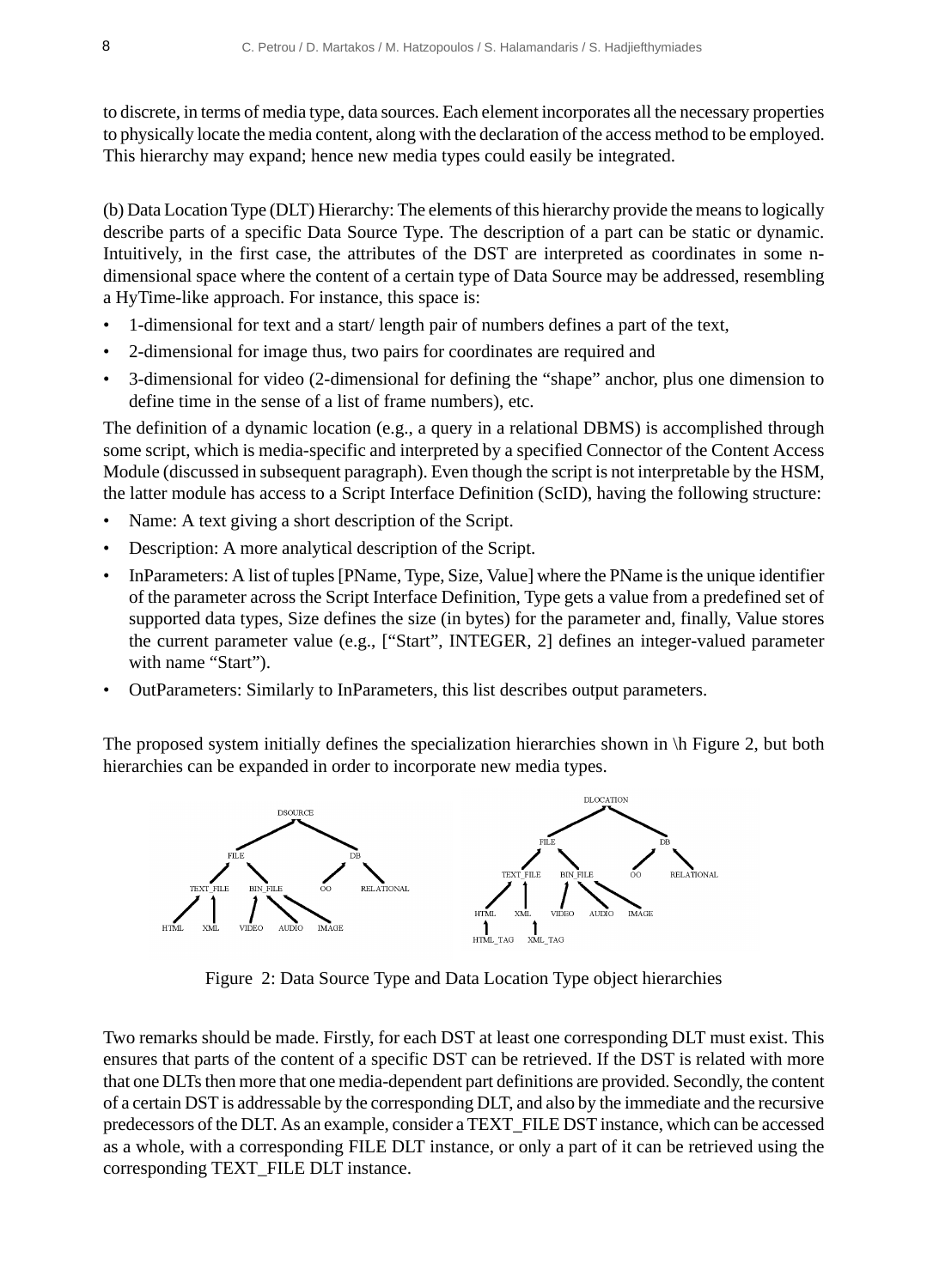to discrete, in terms of media type, data sources. Each element incorporates all the necessary properties to physically locate the media content, along with the declaration of the access method to be employed. This hierarchy may expand; hence new media types could easily be integrated.

(b) Data Location Type (DLT) Hierarchy: The elements of this hierarchy provide the means to logically describe parts of a specific Data Source Type. The description of a part can be static or dynamic. Intuitively, in the first case, the attributes of the DST are interpreted as coordinates in some n-dimensional space where the content of a certain type of Data Source may be addressed, resembling a HyTime-like approach. For instance, this space is:

- 1-dimensional for text and a start/ length pair of numbers defines a part of the text,
- 2-dimensional for image thus, two pairs for coordinates are required and
- 3-dimensional for video (2-dimensional for defining the "shape" anchor, plus one dimension to define time in the sense of a list of frame numbers), etc.

The definition of a dynamic location (e.g., a query in a relational DBMS) is accomplished through some script, which is media-specific and interpreted by a specified Connector of the Content Access Module (discussed in subsequent paragraph). Even though the script is not interpretable by the HSM, the latter module has access to a Script Interface Definition (ScID), having the following structure:

- Name: A text giving a short description of the Script.
- Description: A more analytical description of the Script.
- InParameters: A list of tuples [PName, Type, Size, Value] where the PName is the unique identifier of the parameter across the Script Interface Definition, Type gets a value from a predefined set of supported data types, Size defines the size (in bytes) for the parameter and, finally, Value stores the current parameter value (e.g., ["Start", INTEGER, 2] defines an integer-valued parameter with name "Start").
- OutParameters: Similarly to InParameters, this list describes output parameters.

The proposed system initially defines the specialization hierarchies shown in \h Figure 2, but both hierarchies can be expanded in order to incorporate new media types.

Figure 2: Data Source Type and Data Location Type object hierarchies

Two remarks should be made. Firstly, for each DST at least one corresponding DLT must exist. This ensures that parts of the content of a specific DST can be retrieved. If the DST is related with more that one DLTs then more that one media-dependent part definitions are provided. Secondly, the content of a certain DST is addressable by the corresponding DLT, and also by the immediate and the recursive predecessors of the DLT. As an example, consider a TEXT_FILE DST instance, which can be accessed as a whole, with a corresponding FILE DLT instance, or only a part of it can be retrieved using the corresponding TEXT_FILE DLT instance.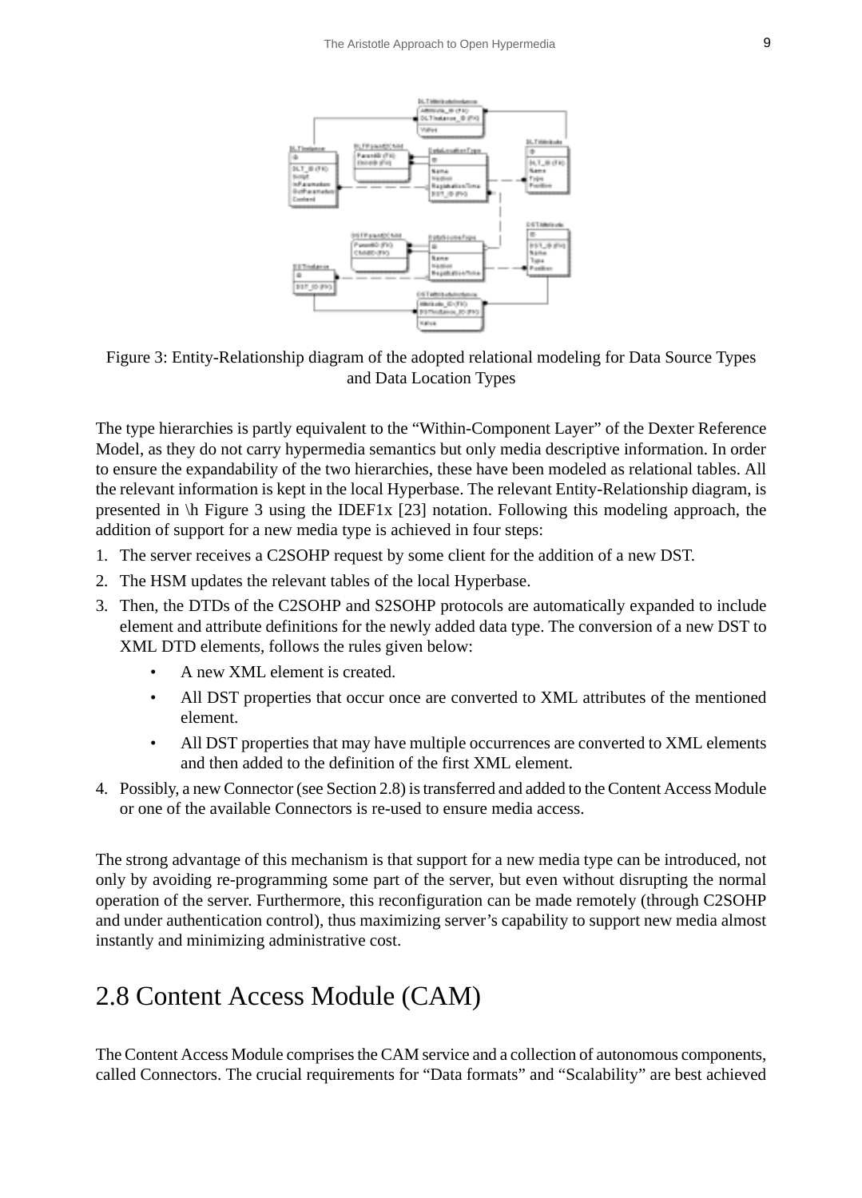Figure 3: Entity-Relationship diagram of the adopted relational modeling for Data Source Types and Data Location Types

The type hierarchies is partly equivalent to the “Within-Component Layer” of the Dexter Reference Model, as they do not carry hypermedia semantics but only media descriptive information. In order to ensure the expandability of the two hierarchies, these have been modeled as relational tables. All the relevant information is kept in the local Hyperbase. The relevant Entity-Relationship diagram, is presented in \h Figure 3 using the IDEF1x [23] notation. Following this modeling approach, the addition of support for a new media type is achieved in four steps:

1. The server receives a C2SOHP request by some client for the addition of a new DST.
2. The HSM updates the relevant tables of the local Hyperbase.
3. Then, the DTDs of the C2SOHP and S2SOHP protocols are automatically expanded to include element and attribute definitions for the newly added data type. The conversion of a new DST to XML DTD elements, follows the rules given below:
   - A new XML element is created.
   - All DST properties that occur once are converted to XML attributes of the mentioned element.
   - All DST properties that may have multiple occurrences are converted to XML elements and then added to the definition of the first XML element.
4. Possibly, a new Connector (see Section 2.8) is transferred and added to the Content Access Module or one of the available Connectors is re-used to ensure media access.

The strong advantage of this mechanism is that support for a new media type can be introduced, not only by avoiding re-programming some part of the server, but even without disrupting the normal operation of the server. Furthermore, this reconfiguration can be made remotely (through C2SOHP and under authentication control), thus maximizing server’s capability to support new media almost instantly and minimizing administrative cost.

## 2.8 Content Access Module (CAM)

The Content Access Module comprises the CAM service and a collection of autonomous components, called Connectors. The crucial requirements for “Data formats” and “Scalability” are best achieved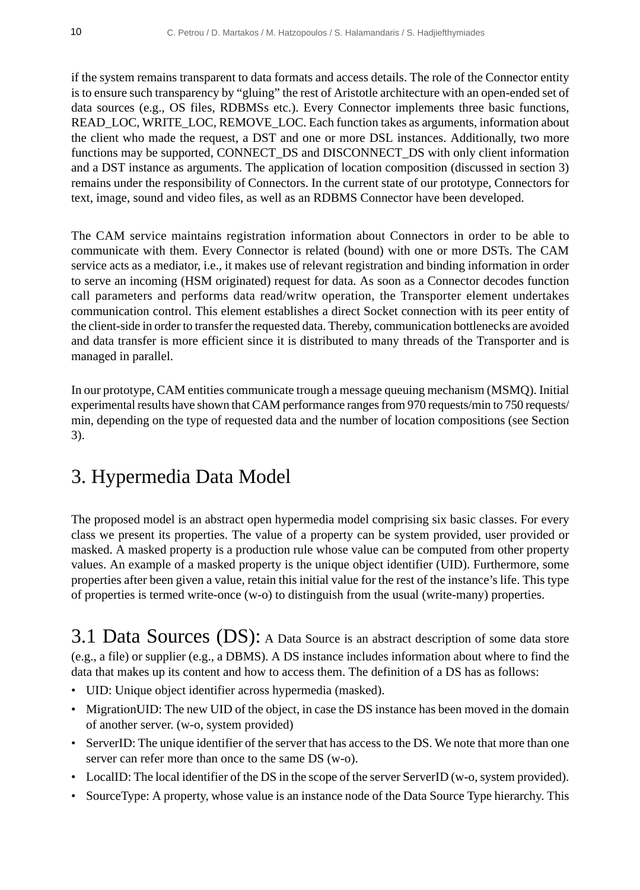if the system remains transparent to data formats and access details. The role of the Connector entity is to ensure such transparency by "gluing" the rest of Aristotle architecture with an open-ended set of data sources (e.g., OS files, RDBMSs etc.). Every Connector implements three basic functions, READ_LOC, WRITE_LOC, REMOVE_LOC. Each function takes as arguments, information about the client who made the request, a DST and one or more DSL instances. Additionally, two more functions may be supported, CONNECT_DS and DISCONNECT_DS with only client information and a DST instance as arguments. The application of location composition (discussed in section 3) remains under the responsibility of Connectors. In the current state of our prototype, Connectors for text, image, sound and video files, as well as an RDBMS Connector have been developed.

The CAM service maintains registration information about Connectors in order to be able to communicate with them. Every Connector is related (bound) with one or more DSTs. The CAM service acts as a mediator, i.e., it makes use of relevant registration and binding information in order to serve an incoming (HSM originated) request for data. As soon as a Connector decodes function call parameters and performs data read/writw operation, the Transporter element undertakes communication control. This element establishes a direct Socket connection with its peer entity of the client-side in order to transfer the requested data. Thereby, communication bottlenecks are avoided and data transfer is more efficient since it is distributed to many threads of the Transporter and is managed in parallel.

In our prototype, CAM entities communicate trough a message queuing mechanism (MSMQ). Initial experimental results have shown that CAM performance ranges from 970 requests/min to 750 requests/min, depending on the type of requested data and the number of location compositions (see Section 3).

# 3. Hypermedia Data Model

The proposed model is an abstract open hypermedia model comprising six basic classes. For every class we present its properties. The value of a property can be system provided, user provided or masked. A masked property is a production rule whose value can be computed from other property values. An example of a masked property is the unique object identifier (UID). Furthermore, some properties after been given a value, retain this initial value for the rest of the instance's life. This type of properties is termed write-once (w-o) to distinguish from the usual (write-many) properties.

## 3.1 Data Sources (DS):

A Data Source is an abstract description of some data store (e.g., a file) or supplier (e.g., a DBMS). A DS instance includes information about where to find the data that makes up its content and how to access them. The definition of a DS has as follows:

- UID: Unique object identifier across hypermedia (masked).
- MigrationUID: The new UID of the object, in case the DS instance has been moved in the domain of another server. (w-o, system provided)
- ServerID: The unique identifier of the server that has access to the DS. We note that more than one server can refer more than once to the same DS (w-o).
- LocalID: The local identifier of the DS in the scope of the server ServerID (w-o, system provided).
- SourceType: A property, whose value is an instance node of the Data Source Type hierarchy. This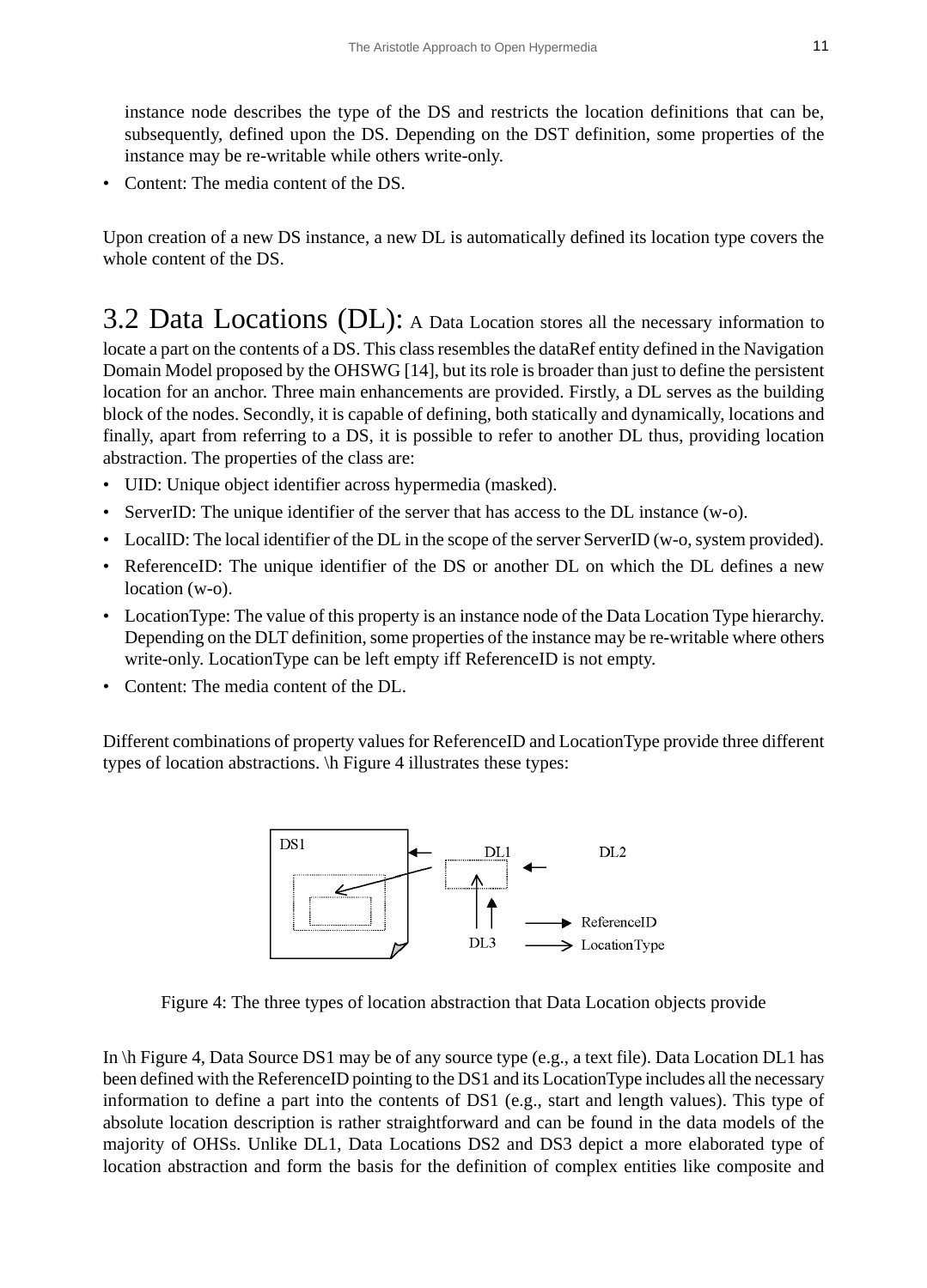instance node describes the type of the DS and restricts the location definitions that can be, subsequently, defined upon the DS. Depending on the DST definition, some properties of the instance may be re-writable while others write-only.

- Content: The media content of the DS.

Upon creation of a new DS instance, a new DL is automatically defined its location type covers the whole content of the DS.

## 3.2 Data Locations (DL):

A Data Location stores all the necessary information to locate a part on the contents of a DS. This class resembles the dataRef entity defined in the Navigation Domain Model proposed by the OHSWG [14], but its role is broader than just to define the persistent location for an anchor. Three main enhancements are provided. Firstly, a DL serves as the building block of the nodes. Secondly, it is capable of defining, both statically and dynamically, locations and finally, apart from referring to a DS, it is possible to refer to another DL thus, providing location abstraction. The properties of the class are:

- UID: Unique object identifier across hypermedia (masked).
- ServerID: The unique identifier of the server that has access to the DL instance (w-o).
- LocalID: The local identifier of the DL in the scope of the server ServerID (w-o, system provided).
- ReferenceID: The unique identifier of the DS or another DL on which the DL defines a new location (w-o).
- LocationType: The value of this property is an instance node of the Data Location Type hierarchy. Depending on the DLT definition, some properties of the instance may be re-writable where others write-only. LocationType can be left empty iff ReferenceID is not empty.
- Content: The media content of the DL.

Different combinations of property values for ReferenceID and LocationType provide three different types of location abstractions. \h Figure 4 illustrates these types:

Figure 4: The three types of location abstraction that Data Location objects provide

In \h Figure 4, Data Source DS1 may be of any source type (e.g., a text file). Data Location DL1 has been defined with the ReferenceID pointing to the DS1 and its LocationType includes all the necessary information to define a part into the contents of DS1 (e.g., start and length values). This type of absolute location description is rather straightforward and can be found in the data models of the majority of OHSs. Unlike DL1, Data Locations DS2 and DS3 depict a more elaborated type of location abstraction and form the basis for the definition of complex entities like composite and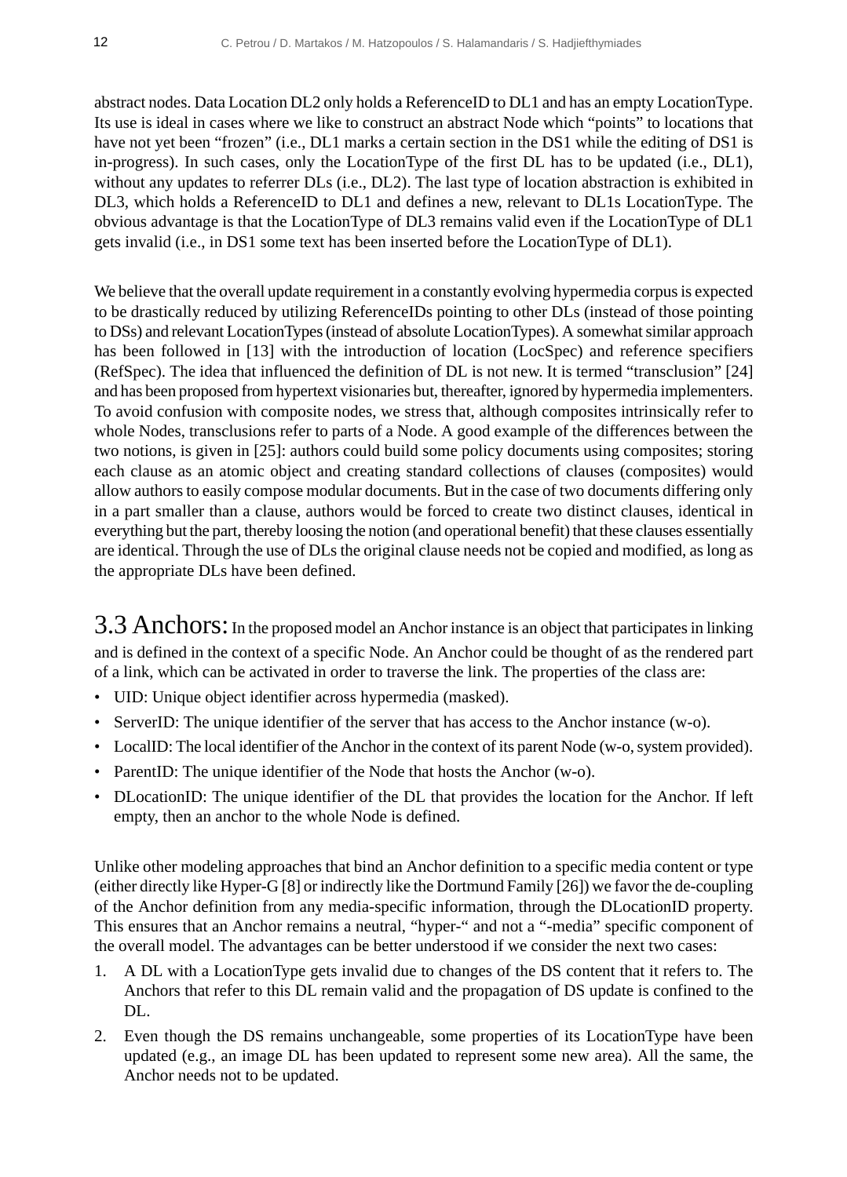abstract nodes. Data Location DL2 only holds a ReferenceID to DL1 and has an empty LocationType. Its use is ideal in cases where we like to construct an abstract Node which "points" to locations that have not yet been "frozen" (i.e., DL1 marks a certain section in the DS1 while the editing of DS1 is in-progress). In such cases, only the LocationType of the first DL has to be updated (i.e., DL1), without any updates to referrer DLs (i.e., DL2). The last type of location abstraction is exhibited in DL3, which holds a ReferenceID to DL1 and defines a new, relevant to DL1s LocationType. The obvious advantage is that the LocationType of DL3 remains valid even if the LocationType of DL1 gets invalid (i.e., in DS1 some text has been inserted before the LocationType of DL1).

We believe that the overall update requirement in a constantly evolving hypermedia corpus is expected to be drastically reduced by utilizing ReferenceIDs pointing to other DLs (instead of those pointing to DSs) and relevant LocationTypes (instead of absolute LocationTypes). A somewhat similar approach has been followed in [13] with the introduction of location (LocSpec) and reference specifiers (RefSpec). The idea that influenced the definition of DL is not new. It is termed "transclusion" [24] and has been proposed from hypertext visionaries but, thereafter, ignored by hypermedia implementers. To avoid confusion with composite nodes, we stress that, although composites intrinsically refer to whole Nodes, transclusions refer to parts of a Node. A good example of the differences between the two notions, is given in [25]: authors could build some policy documents using composites; storing each clause as an atomic object and creating standard collections of clauses (composites) would allow authors to easily compose modular documents. But in the case of two documents differing only in a part smaller than a clause, authors would be forced to create two distinct clauses, identical in everything but the part, thereby loosing the notion (and operational benefit) that these clauses essentially are identical. Through the use of DLs the original clause needs not be copied and modified, as long as the appropriate DLs have been defined.

## 3.3 Anchors:

In the proposed model an Anchor instance is an object that participates in linking and is defined in the context of a specific Node. An Anchor could be thought of as the rendered part of a link, which can be activated in order to traverse the link. The properties of the class are:

- UID: Unique object identifier across hypermedia (masked).
- ServerID: The unique identifier of the server that has access to the Anchor instance (w-o).
- LocalID: The local identifier of the Anchor in the context of its parent Node (w-o, system provided).
- ParentID: The unique identifier of the Node that hosts the Anchor (w-o).
- DLocationID: The unique identifier of the DL that provides the location for the Anchor. If left empty, then an anchor to the whole Node is defined.

Unlike other modeling approaches that bind an Anchor definition to a specific media content or type (either directly like Hyper-G [8] or indirectly like the Dortmund Family [26]) we favor the de-coupling of the Anchor definition from any media-specific information, through the DLocationID property. This ensures that an Anchor remains a neutral, "hyper-" and not a "-media" specific component of the overall model. The advantages can be better understood if we consider the next two cases:

1. A DL with a LocationType gets invalid due to changes of the DS content that it refers to. The Anchors that refer to this DL remain valid and the propagation of DS update is confined to the DL.
2. Even though the DS remains unchangeable, some properties of its LocationType have been updated (e.g., an image DL has been updated to represent some new area). All the same, the Anchor needs not to be updated.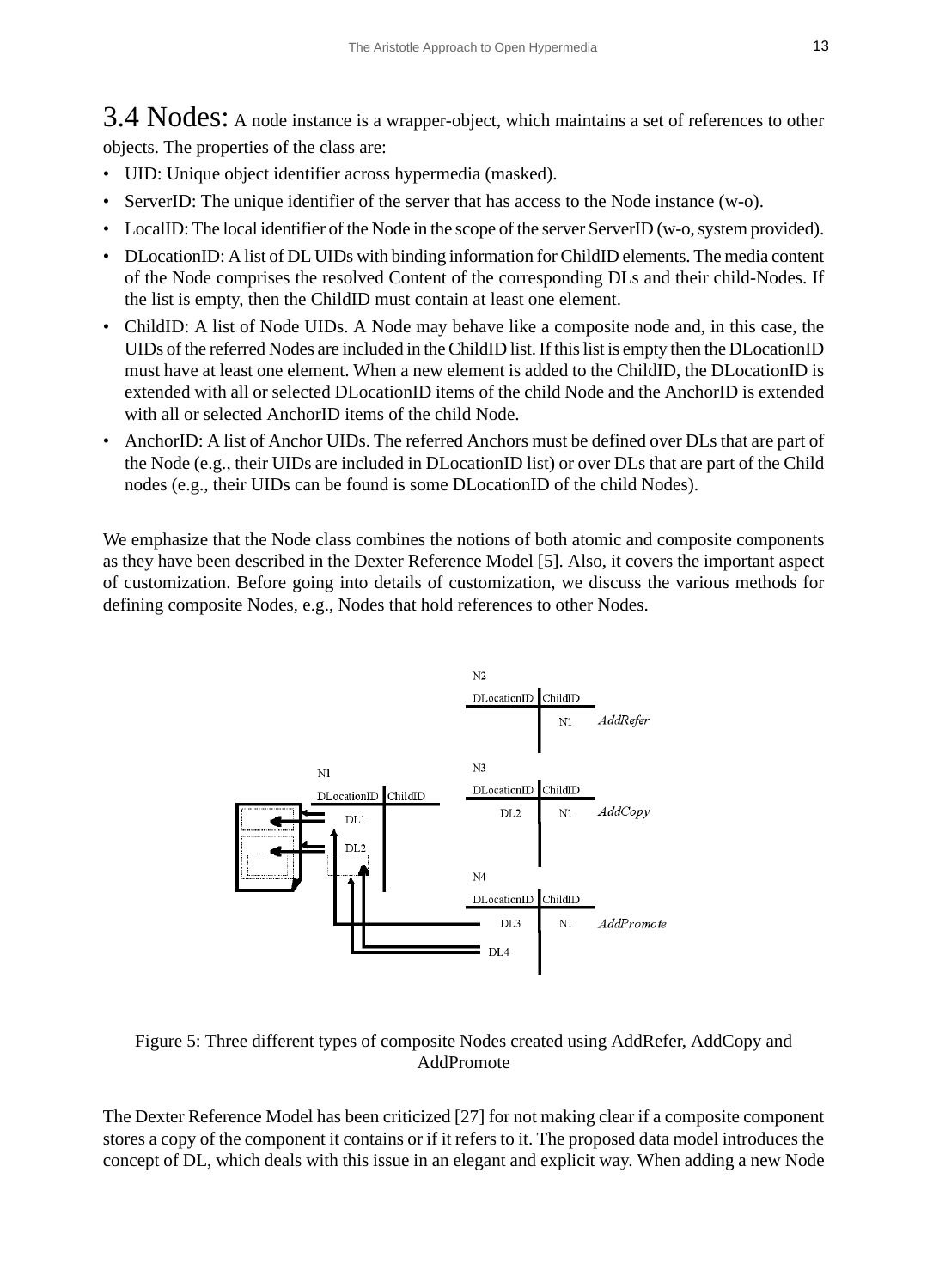## 3.4 Nodes:

A node instance is a wrapper-object, which maintains a set of references to other objects. The properties of the class are:

- UID: Unique object identifier across hypermedia (masked).
- ServerID: The unique identifier of the server that has access to the Node instance (w-o).
- LocalID: The local identifier of the Node in the scope of the server ServerID (w-o, system provided).
- DLocationID: A list of DL UIDs with binding information for ChildID elements. The media content of the Node comprises the resolved Content of the corresponding DLs and their child-Nodes. If the list is empty, then the ChildID must contain at least one element.
- ChildID: A list of Node UIDs. A Node may behave like a composite node and, in this case, the UIDs of the referred Nodes are included in the ChildID list. If this list is empty then the DLocationID must have at least one element. When a new element is added to the ChildID, the DLocationID is extended with all or selected DLocationID items of the child Node and the AnchorID is extended with all or selected AnchorID items of the child Node.
- AnchorID: A list of Anchor UIDs. The referred Anchors must be defined over DLs that are part of the Node (e.g., their UIDs are included in DLocationID list) or over DLs that are part of the Child nodes (e.g., their UIDs can be found is some DLocationID of the child Nodes).

We emphasize that the Node class combines the notions of both atomic and composite components as they have been described in the Dexter Reference Model [5]. Also, it covers the important aspect of customization. Before going into details of customization, we discuss the various methods for defining composite Nodes, e.g., Nodes that hold references to other Nodes.

Figure 5: Three different types of composite Nodes created using AddRefer, AddCopy and AddPromote

The Dexter Reference Model has been criticized [27] for not making clear if a composite component stores a copy of the component it contains or if it refers to it. The proposed data model introduces the concept of DL, which deals with this issue in an elegant and explicit way. When adding a new Node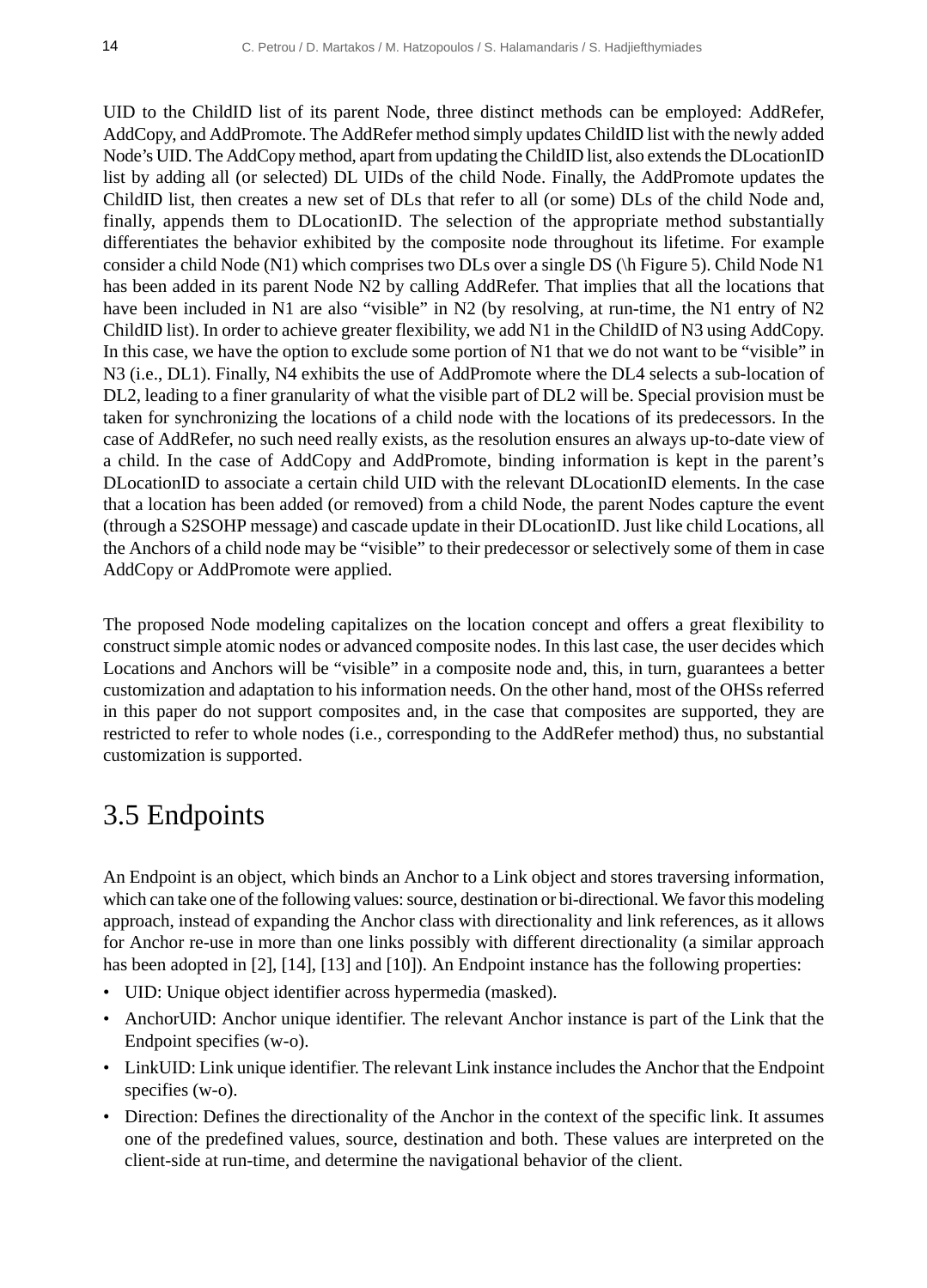UID to the ChildID list of its parent Node, three distinct methods can be employed: AddRefer, AddCopy, and AddPromote. The AddRefer method simply updates ChildID list with the newly added Node's UID. The AddCopy method, apart from updating the ChildID list, also extends the DLocationID list by adding all (or selected) DL UIDs of the child Node. Finally, the AddPromote updates the ChildID list, then creates a new set of DLs that refer to all (or some) DLs of the child Node and, finally, appends them to DLocationID. The selection of the appropriate method substantially differentiates the behavior exhibited by the composite node throughout its lifetime. For example consider a child Node (N1) which comprises two DLs over a single DS (\h Figure 5). Child Node N1 has been added in its parent Node N2 by calling AddRefer. That implies that all the locations that have been included in N1 are also "visible" in N2 (by resolving, at run-time, the N1 entry of N2 ChildID list). In order to achieve greater flexibility, we add N1 in the ChildID of N3 using AddCopy. In this case, we have the option to exclude some portion of N1 that we do not want to be "visible" in N3 (i.e., DL1). Finally, N4 exhibits the use of AddPromote where the DL4 selects a sub-location of DL2, leading to a finer granularity of what the visible part of DL2 will be. Special provision must be taken for synchronizing the locations of a child node with the locations of its predecessors. In the case of AddRefer, no such need really exists, as the resolution ensures an always up-to-date view of a child. In the case of AddCopy and AddPromote, binding information is kept in the parent's DLocationID to associate a certain child UID with the relevant DLocationID elements. In the case that a location has been added (or removed) from a child Node, the parent Nodes capture the event (through a S2SOHP message) and cascade update in their DLocationID. Just like child Locations, all the Anchors of a child node may be "visible" to their predecessor or selectively some of them in case AddCopy or AddPromote were applied.

The proposed Node modeling capitalizes on the location concept and offers a great flexibility to construct simple atomic nodes or advanced composite nodes. In this last case, the user decides which Locations and Anchors will be "visible" in a composite node and, this, in turn, guarantees a better customization and adaptation to his information needs. On the other hand, most of the OHSs referred in this paper do not support composites and, in the case that composites are supported, they are restricted to refer to whole nodes (i.e., corresponding to the AddRefer method) thus, no substantial customization is supported.

## 3.5 Endpoints

An Endpoint is an object, which binds an Anchor to a Link object and stores traversing information, which can take one of the following values: source, destination or bi-directional. We favor this modeling approach, instead of expanding the Anchor class with directionality and link references, as it allows for Anchor re-use in more than one links possibly with different directionality (a similar approach has been adopted in [2], [14], [13] and [10]). An Endpoint instance has the following properties:

- UID: Unique object identifier across hypermedia (masked).
- AnchorUID: Anchor unique identifier. The relevant Anchor instance is part of the Link that the Endpoint specifies (w-o).
- LinkUID: Link unique identifier. The relevant Link instance includes the Anchor that the Endpoint specifies (w-o).
- Direction: Defines the directionality of the Anchor in the context of the specific link. It assumes one of the predefined values, source, destination and both. These values are interpreted on the client-side at run-time, and determine the navigational behavior of the client.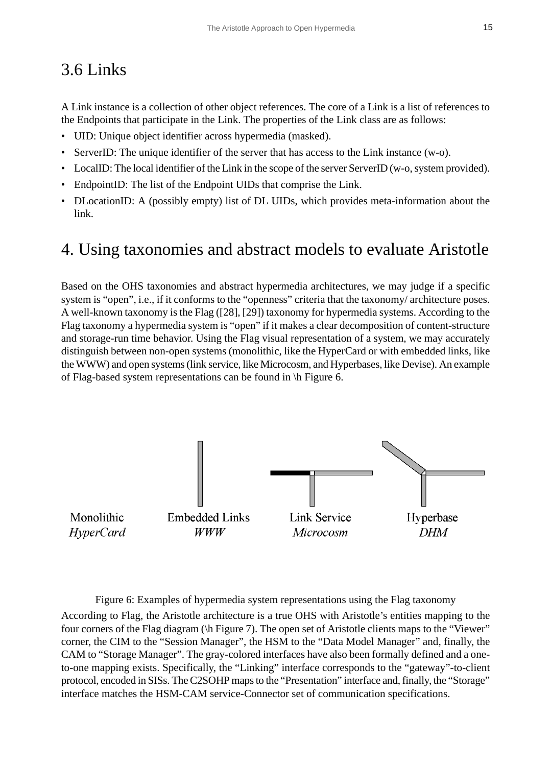## 3.6 Links

A Link instance is a collection of other object references. The core of a Link is a list of references to the Endpoints that participate in the Link. The properties of the Link class are as follows:

- UID: Unique object identifier across hypermedia (masked).
- ServerID: The unique identifier of the server that has access to the Link instance (w-o).
- LocalID: The local identifier of the Link in the scope of the server ServerID (w-o, system provided).
- EndpointID: The list of the Endpoint UIDs that comprise the Link.
- DLocationID: A (possibly empty) list of DL UIDs, which provides meta-information about the link.

# 4. Using taxonomies and abstract models to evaluate Aristotle

Based on the OHS taxonomies and abstract hypermedia architectures, we may judge if a specific system is "open", i.e., if it conforms to the "openness" criteria that the taxonomy/ architecture poses. A well-known taxonomy is the Flag ([28], [29]) taxonomy for hypermedia systems. According to the Flag taxonomy a hypermedia system is "open" if it makes a clear decomposition of content-structure and storage-run time behavior. Using the Flag visual representation of a system, we may accurately distinguish between non-open systems (monolithic, like the HyperCard or with embedded links, like the WWW) and open systems (link service, like Microcosm, and Hyperbases, like Devise). An example of Flag-based system representations can be found in \h Figure 6.

Monolithic *HyperCard* | Embedded Links *WWW* | Link Service *Microcosm* | Hyperbase *DHM*

Figure 6: Examples of hypermedia system representations using the Flag taxonomy

According to Flag, the Aristotle architecture is a true OHS with Aristotle's entities mapping to the four corners of the Flag diagram (\h Figure 7). The open set of Aristotle clients maps to the "Viewer" corner, the CIM to the "Session Manager", the HSM to the "Data Model Manager" and, finally, the CAM to "Storage Manager". The gray-colored interfaces have also been formally defined and a one-to-one mapping exists. Specifically, the "Linking" interface corresponds to the "gateway"-to-client protocol, encoded in SISs. The C2SOHP maps to the "Presentation" interface and, finally, the "Storage" interface matches the HSM-CAM service-Connector set of communication specifications.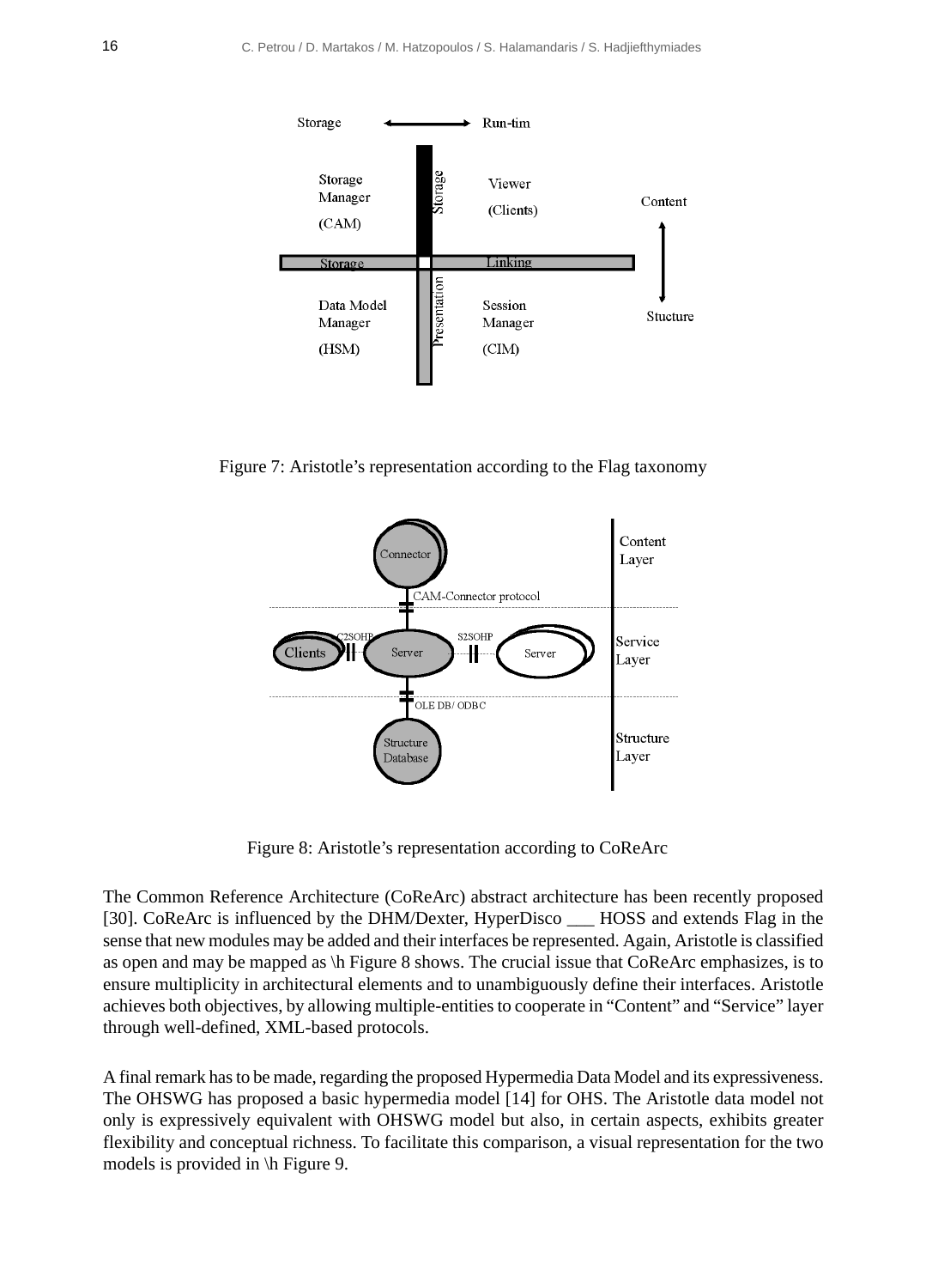Figure 7: Aristotle's representation according to the Flag taxonomy

Figure 8: Aristotle's representation according to CoReArc

The Common Reference Architecture (CoReArc) abstract architecture has been recently proposed [30]. CoReArc is influenced by the DHM/Dexter, HyperDisco ___ HOSS and extends Flag in the sense that new modules may be added and their interfaces be represented. Again, Aristotle is classified as open and may be mapped as \h Figure 8 shows. The crucial issue that CoReArc emphasizes, is to ensure multiplicity in architectural elements and to unambiguously define their interfaces. Aristotle achieves both objectives, by allowing multiple-entities to cooperate in "Content" and "Service" layer through well-defined, XML-based protocols.

A final remark has to be made, regarding the proposed Hypermedia Data Model and its expressiveness. The OHSWG has proposed a basic hypermedia model [14] for OHS. The Aristotle data model not only is expressively equivalent with OHSWG model but also, in certain aspects, exhibits greater flexibility and conceptual richness. To facilitate this comparison, a visual representation for the two models is provided in \h Figure 9.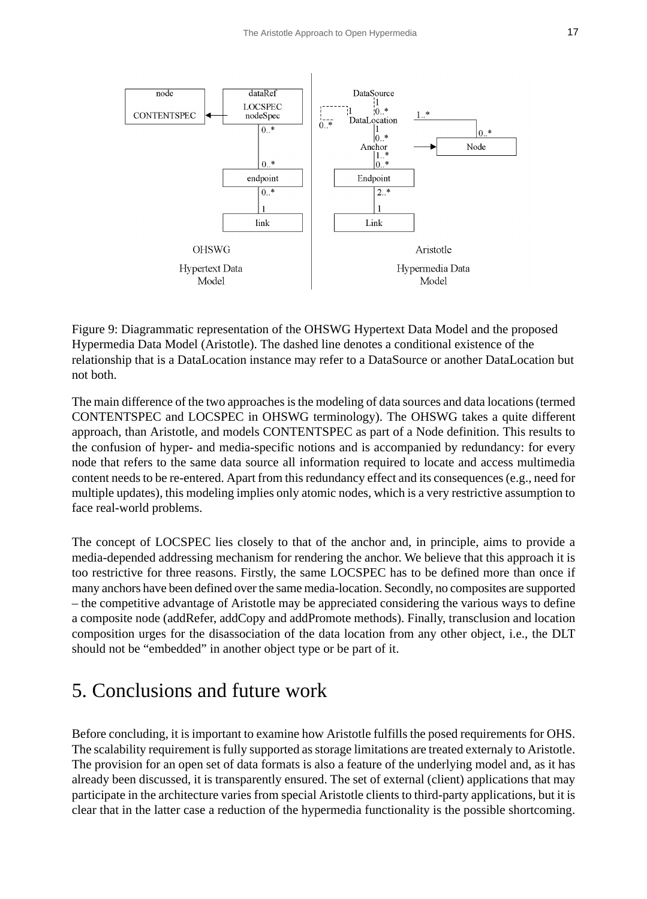Figure 9: Diagrammatic representation of the OHSWG Hypertext Data Model and the proposed Hypermedia Data Model (Aristotle). The dashed line denotes a conditional existence of the relationship that is a DataLocation instance may refer to a DataSource or another DataLocation but not both.

The main difference of the two approaches is the modeling of data sources and data locations (termed CONTENTSPEC and LOCSPEC in OHSWG terminology). The OHSWG takes a quite different approach, than Aristotle, and models CONTENTSPEC as part of a Node definition. This results to the confusion of hyper- and media-specific notions and is accompanied by redundancy: for every node that refers to the same data source all information required to locate and access multimedia content needs to be re-entered. Apart from this redundancy effect and its consequences (e.g., need for multiple updates), this modeling implies only atomic nodes, which is a very restrictive assumption to face real-world problems.

The concept of LOCSPEC lies closely to that of the anchor and, in principle, aims to provide a media-depended addressing mechanism for rendering the anchor. We believe that this approach it is too restrictive for three reasons. Firstly, the same LOCSPEC has to be defined more than once if many anchors have been defined over the same media-location. Secondly, no composites are supported – the competitive advantage of Aristotle may be appreciated considering the various ways to define a composite node (addRefer, addCopy and addPromote methods). Finally, transclusion and location composition urges for the disassociation of the data location from any other object, i.e., the DLT should not be "embedded" in another object type or be part of it.

# 5. Conclusions and future work

Before concluding, it is important to examine how Aristotle fulfills the posed requirements for OHS. The scalability requirement is fully supported as storage limitations are treated externaly to Aristotle. The provision for an open set of data formats is also a feature of the underlying model and, as it has already been discussed, it is transparently ensured. The set of external (client) applications that may participate in the architecture varies from special Aristotle clients to third-party applications, but it is clear that in the latter case a reduction of the hypermedia functionality is the possible shortcoming.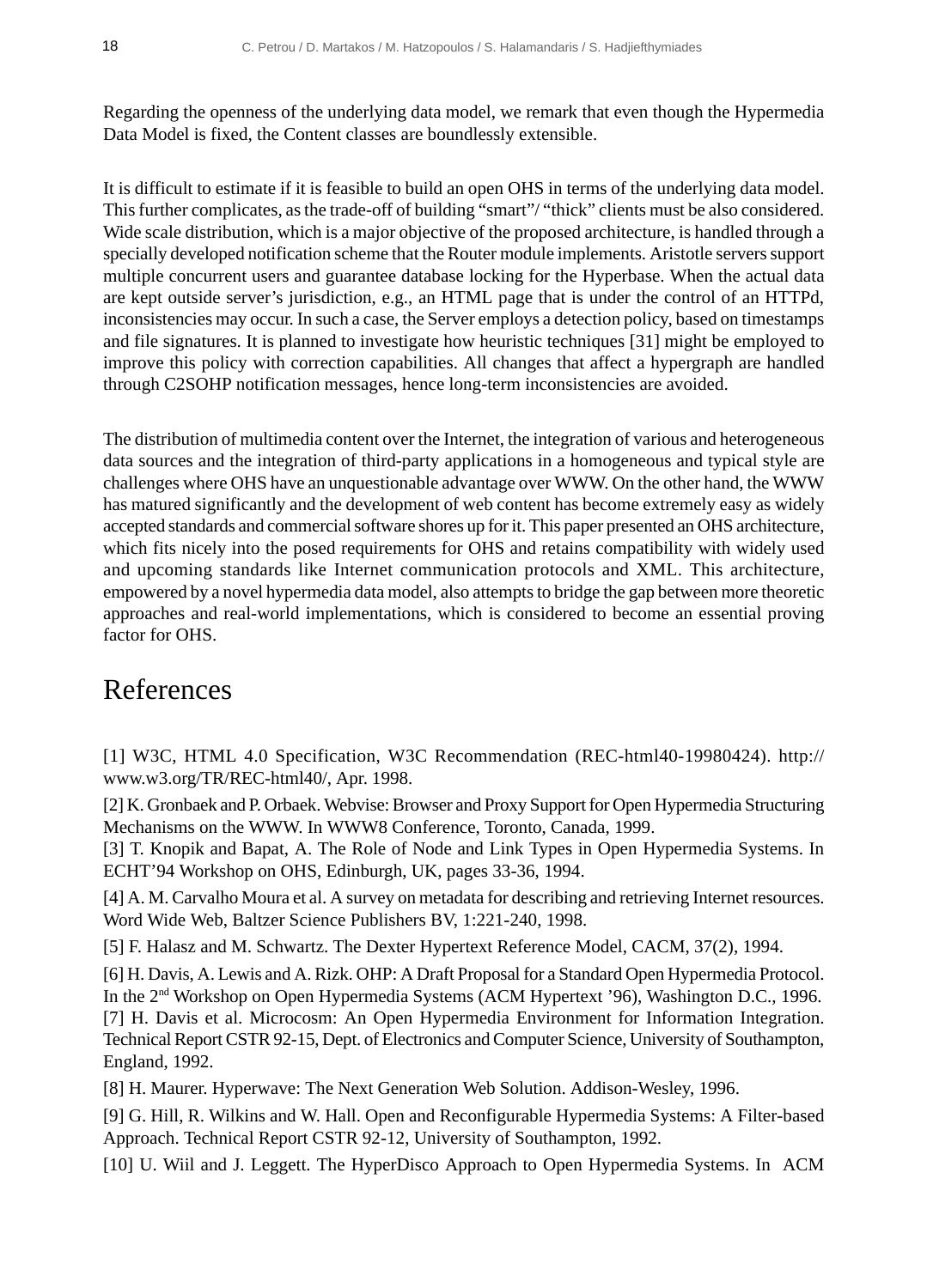Regarding the openness of the underlying data model, we remark that even though the Hypermedia Data Model is fixed, the Content classes are boundlessly extensible.

It is difficult to estimate if it is feasible to build an open OHS in terms of the underlying data model. This further complicates, as the trade-off of building "smart"/ "thick" clients must be also considered. Wide scale distribution, which is a major objective of the proposed architecture, is handled through a specially developed notification scheme that the Router module implements. Aristotle servers support multiple concurrent users and guarantee database locking for the Hyperbase. When the actual data are kept outside server's jurisdiction, e.g., an HTML page that is under the control of an HTTPd, inconsistencies may occur. In such a case, the Server employs a detection policy, based on timestamps and file signatures. It is planned to investigate how heuristic techniques [31] might be employed to improve this policy with correction capabilities. All changes that affect a hypergraph are handled through C2SOHP notification messages, hence long-term inconsistencies are avoided.

The distribution of multimedia content over the Internet, the integration of various and heterogeneous data sources and the integration of third-party applications in a homogeneous and typical style are challenges where OHS have an unquestionable advantage over WWW. On the other hand, the WWW has matured significantly and the development of web content has become extremely easy as widely accepted standards and commercial software shores up for it. This paper presented an OHS architecture, which fits nicely into the posed requirements for OHS and retains compatibility with widely used and upcoming standards like Internet communication protocols and XML. This architecture, empowered by a novel hypermedia data model, also attempts to bridge the gap between more theoretic approaches and real-world implementations, which is considered to become an essential proving factor for OHS.

# References

[1] W3C, HTML 4.0 Specification, W3C Recommendation (REC-html40-19980424). http://www.w3.org/TR/REC-html40/, Apr. 1998.

[2] K. Gronbaek and P. Orbaek. Webvise: Browser and Proxy Support for Open Hypermedia Structuring Mechanisms on the WWW. In WWW8 Conference, Toronto, Canada, 1999.

[3] T. Knopik and Bapat, A. The Role of Node and Link Types in Open Hypermedia Systems. In ECHT'94 Workshop on OHS, Edinburgh, UK, pages 33-36, 1994.

[4] A. M. Carvalho Moura et al. A survey on metadata for describing and retrieving Internet resources. Word Wide Web, Baltzer Science Publishers BV, 1:221-240, 1998.

[5] F. Halasz and M. Schwartz. The Dexter Hypertext Reference Model, CACM, 37(2), 1994.

[6] H. Davis, A. Lewis and A. Rizk. OHP: A Draft Proposal for a Standard Open Hypermedia Protocol. In the 2nd Workshop on Open Hypermedia Systems (ACM Hypertext '96), Washington D.C., 1996.

[7] H. Davis et al. Microcosm: An Open Hypermedia Environment for Information Integration. Technical Report CSTR 92-15, Dept. of Electronics and Computer Science, University of Southampton, England, 1992.

[8] H. Maurer. Hyperwave: The Next Generation Web Solution. Addison-Wesley, 1996.

[9] G. Hill, R. Wilkins and W. Hall. Open and Reconfigurable Hypermedia Systems: A Filter-based Approach. Technical Report CSTR 92-12, University of Southampton, 1992.

[10] U. Wiil and J. Leggett. The HyperDisco Approach to Open Hypermedia Systems. In ACM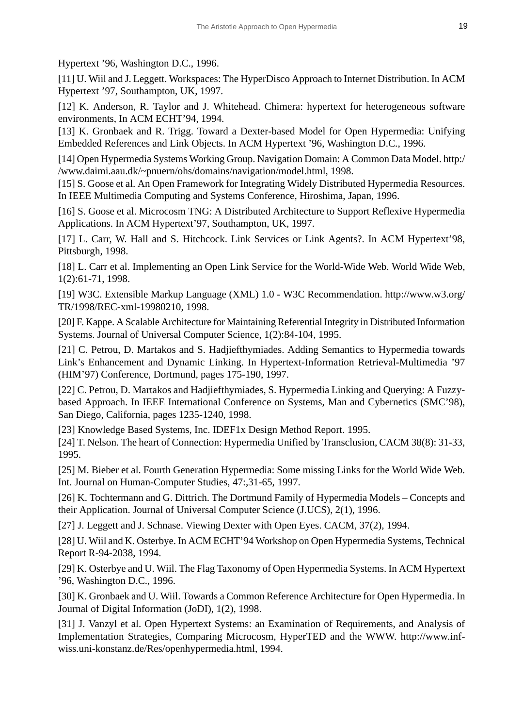Hypertext ’96, Washington D.C., 1996.

[11] U. Wiil and J. Leggett. Workspaces: The HyperDisco Approach to Internet Distribution. In ACM Hypertext ’97, Southampton, UK, 1997.

[12] K. Anderson, R. Taylor and J. Whitehead. Chimera: hypertext for heterogeneous software environments, In ACM ECHT’94, 1994.

[13] K. Gronbaek and R. Trigg. Toward a Dexter-based Model for Open Hypermedia: Unifying Embedded References and Link Objects. In ACM Hypertext ’96, Washington D.C., 1996.

[14] Open Hypermedia Systems Working Group. Navigation Domain: A Common Data Model. http://www.daimi.aau.dk/~pnuern/ohs/domains/navigation/model.html, 1998.

[15] S. Goose et al. An Open Framework for Integrating Widely Distributed Hypermedia Resources. In IEEE Multimedia Computing and Systems Conference, Hiroshima, Japan, 1996.

[16] S. Goose et al. Microcosm TNG: A Distributed Architecture to Support Reflexive Hypermedia Applications. In ACM Hypertext’97, Southampton, UK, 1997.

[17] L. Carr, W. Hall and S. Hitchcock. Link Services or Link Agents?. In ACM Hypertext’98, Pittsburgh, 1998.

[18] L. Carr et al. Implementing an Open Link Service for the World-Wide Web. World Wide Web, 1(2):61-71, 1998.

[19] W3C. Extensible Markup Language (XML) 1.0 - W3C Recommendation. http://www.w3.org/TR/1998/REC-xml-19980210, 1998.

[20] F. Kappe. A Scalable Architecture for Maintaining Referential Integrity in Distributed Information Systems. Journal of Universal Computer Science, 1(2):84-104, 1995.

[21] C. Petrou, D. Martakos and S. Hadjiefthymiades. Adding Semantics to Hypermedia towards Link’s Enhancement and Dynamic Linking. In Hypertext-Information Retrieval-Multimedia ’97 (HIM’97) Conference, Dortmund, pages 175-190, 1997.

[22] C. Petrou, D. Martakos and Hadjiefthymiades, S. Hypermedia Linking and Querying: A Fuzzy-based Approach. In IEEE International Conference on Systems, Man and Cybernetics (SMC’98), San Diego, California, pages 1235-1240, 1998.

[23] Knowledge Based Systems, Inc. IDEF1x Design Method Report. 1995.

[24] T. Nelson. The heart of Connection: Hypermedia Unified by Transclusion, CACM 38(8): 31-33, 1995.

[25] M. Bieber et al. Fourth Generation Hypermedia: Some missing Links for the World Wide Web. Int. Journal on Human-Computer Studies, 47:,31-65, 1997.

[26] K. Tochtermann and G. Dittrich. The Dortmund Family of Hypermedia Models – Concepts and their Application. Journal of Universal Computer Science (J.UCS), 2(1), 1996.

[27] J. Leggett and J. Schnase. Viewing Dexter with Open Eyes. CACM, 37(2), 1994.

[28] U. Wiil and K. Osterbye. In ACM ECHT’94 Workshop on Open Hypermedia Systems, Technical Report R-94-2038, 1994.

[29] K. Osterbye and U. Wiil. The Flag Taxonomy of Open Hypermedia Systems. In ACM Hypertext ’96, Washington D.C., 1996.

[30] K. Gronbaek and U. Wiil. Towards a Common Reference Architecture for Open Hypermedia. In Journal of Digital Information (JoDI), 1(2), 1998.

[31] J. Vanzyl et al. Open Hypertext Systems: an Examination of Requirements, and Analysis of Implementation Strategies, Comparing Microcosm, HyperTED and the WWW. http://www.inf-wiss.uni-konstanz.de/Res/openhypermedia.html, 1994.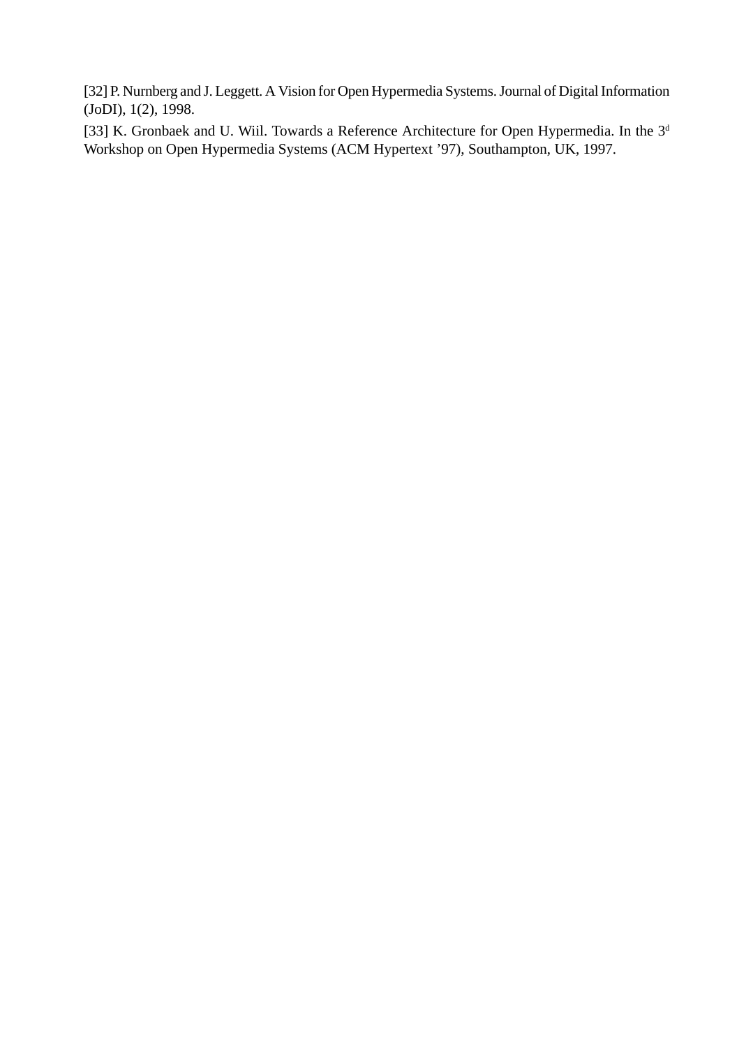[32] P. Nurnberg and J. Leggett. A Vision for Open Hypermedia Systems. Journal of Digital Information (JoDI), 1(2), 1998.

[33] K. Gronbaek and U. Wiil. Towards a Reference Architecture for Open Hypermedia. In the 3d Workshop on Open Hypermedia Systems (ACM Hypertext '97), Southampton, UK, 1997.